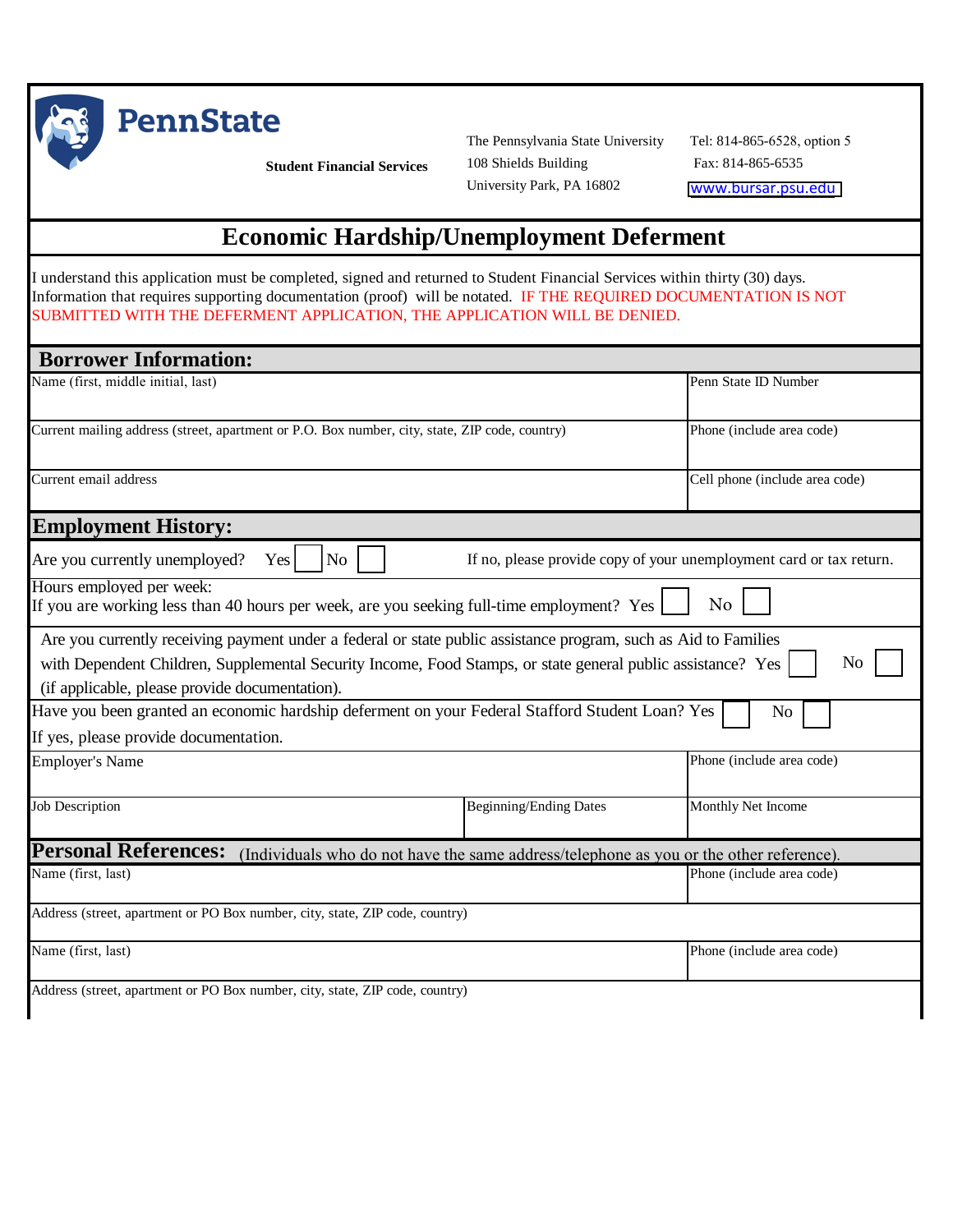**PennState**

**Student Financial Services**

The Pennsylvania State University
108 Shields Building
University Park, PA 16802

Tel: 814-865-6528, option 5
Fax: 814-865-6535
www.bursar.psu.edu

# Economic Hardship/Unemployment Deferment

I understand this application must be completed, signed and returned to Student Financial Services within thirty (30) days. Information that requires supporting documentation (proof) will be notated. IF THE REQUIRED DOCUMENTATION IS NOT SUBMITTED WITH THE DEFERMENT APPLICATION, THE APPLICATION WILL BE DENIED.

## Borrower Information:

| Name (first, middle initial, last) | Penn State ID Number |
|---|---|
| Current mailing address (street, apartment or P.O. Box number, city, state, ZIP code, country) | Phone (include area code) |
| Current email address | Cell phone (include area code) |

## Employment History:

Are you currently unemployed? Yes ☐ No ☐ If no, please provide copy of your unemployment card or tax return.

Hours employed per week:
If you are working less than 40 hours per week, are you seeking full-time employment? Yes ☐ No ☐

Are you currently receiving payment under a federal or state public assistance program, such as Aid to Families with Dependent Children, Supplemental Security Income, Food Stamps, or state general public assistance? Yes ☐ No ☐ (if applicable, please provide documentation).

Have you been granted an economic hardship deferment on your Federal Stafford Student Loan? Yes ☐ No ☐
If yes, please provide documentation.

| Employer's Name | | Phone (include area code) |
|---|---|---|
| Job Description | Beginning/Ending Dates | Monthly Net Income |

## Personal References: (Individuals who do not have the same address/telephone as you or the other reference).

| Name (first, last) | Phone (include area code) |
|---|---|
| Address (street, apartment or PO Box number, city, state, ZIP code, country) | |
| Name (first, last) | Phone (include area code) |
| Address (street, apartment or PO Box number, city, state, ZIP code, country) | |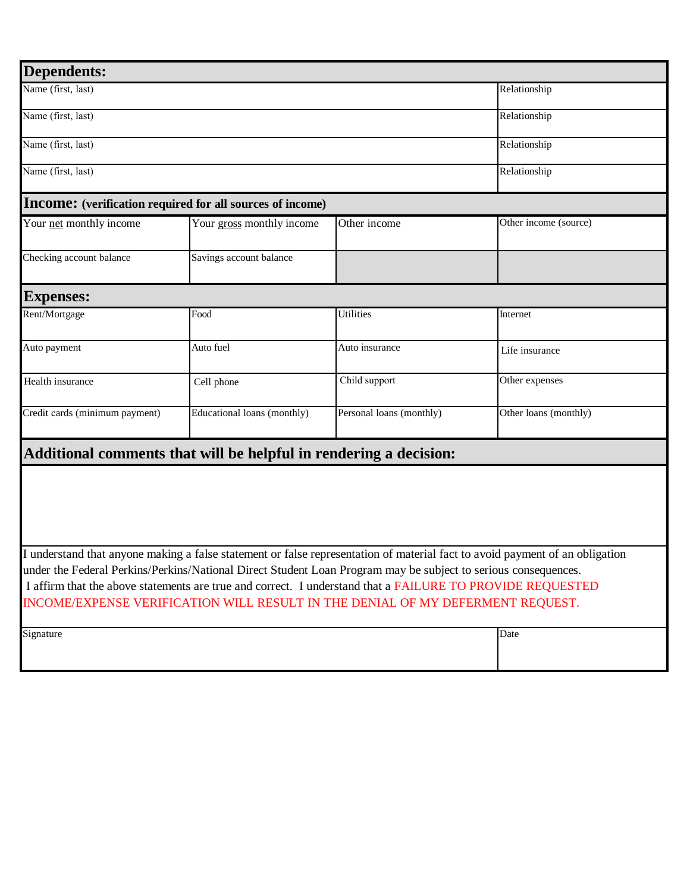## Dependents:

| | |
|---|---|
| Name (first, last) | Relationship |
| Name (first, last) | Relationship |
| Name (first, last) | Relationship |
| Name (first, last) | Relationship |

## Income: (verification required for all sources of income)

| | | | |
|---|---|---|---|
| Your net monthly income | Your gross monthly income | Other income | Other income (source) |
| Checking account balance | Savings account balance | | |

## Expenses:

| | | | |
|---|---|---|---|
| Rent/Mortgage | Food | Utilities | Internet |
| Auto payment | Auto fuel | Auto insurance | Life insurance |
| Health insurance | Cell phone | Child support | Other expenses |
| Credit cards (minimum payment) | Educational loans (monthly) | Personal loans (monthly) | Other loans (monthly) |

## Additional comments that will be helpful in rendering a decision:

I understand that anyone making a false statement or false representation of material fact to avoid payment of an obligation under the Federal Perkins/Perkins/National Direct Student Loan Program may be subject to serious consequences. I affirm that the above statements are true and correct. I understand that a FAILURE TO PROVIDE REQUESTED INCOME/EXPENSE VERIFICATION WILL RESULT IN THE DENIAL OF MY DEFERMENT REQUEST.

| | |
|---|---|
| Signature | Date |